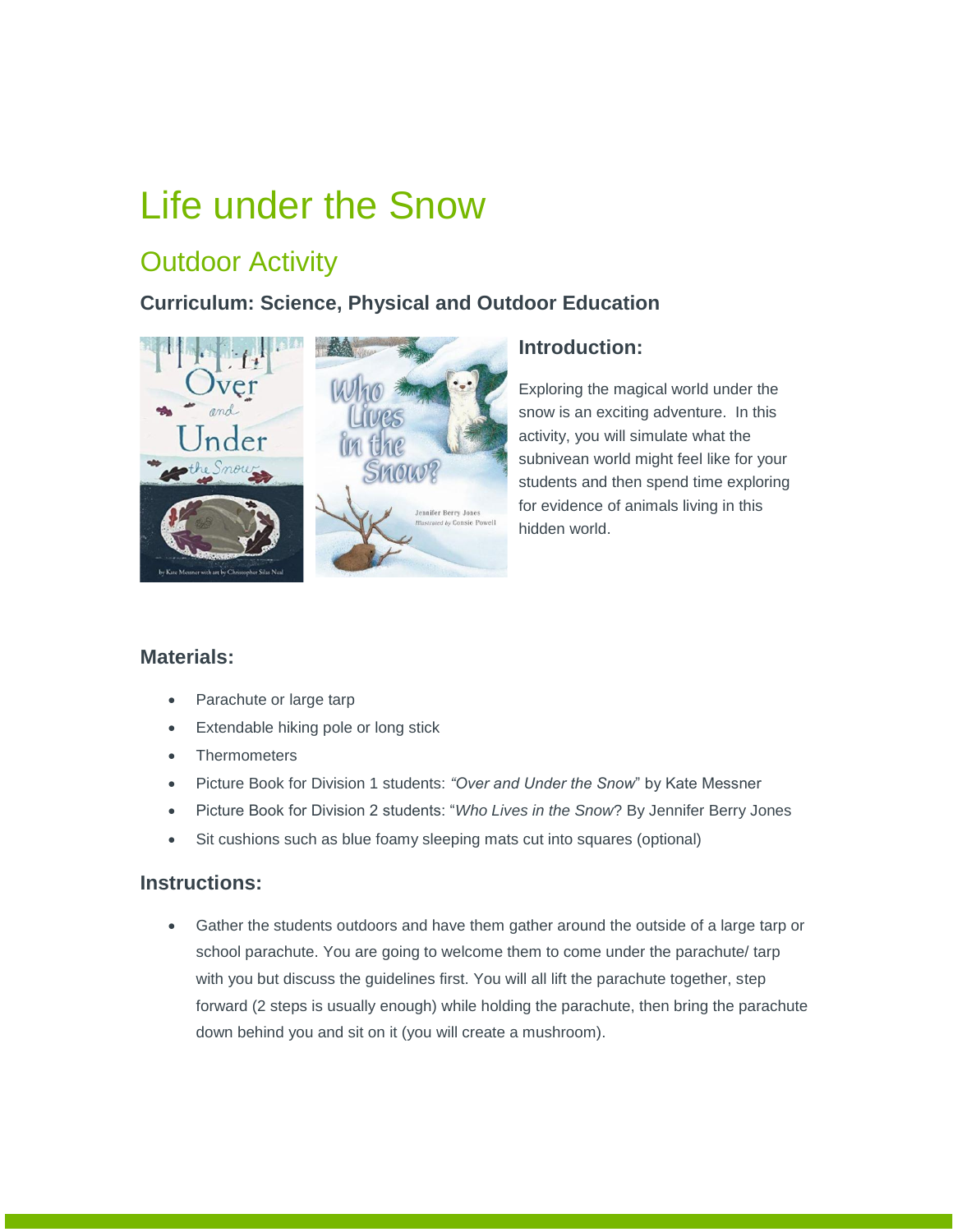# Life under the Snow

## Outdoor Activity

### Curriculum: Science, Physical and Outdoor Education

### Introduction:

Exploring the magical world under the snow is an exciting adventure. In this activity, you will simulate what the subnivean world might feel like for your students and then spend time exploring for evidence of animals living in this hidden world.

### Materials:

- Parachute or large tarp
- Extendable hiking pole or long stick
- Thermometers
- Picture Book for Division 1 students: *"Over and Under the Snow*" by Kate Messner
- Picture Book for Division 2 students: "*Who Lives in the Snow*? By Jennifer Berry Jones
- Sit cushions such as blue foamy sleeping mats cut into squares (optional)

### Instructions:

- Gather the students outdoors and have them gather around the outside of a large tarp or school parachute. You are going to welcome them to come under the parachute/ tarp with you but discuss the guidelines first. You will all lift the parachute together, step forward (2 steps is usually enough) while holding the parachute, then bring the parachute down behind you and sit on it (you will create a mushroom).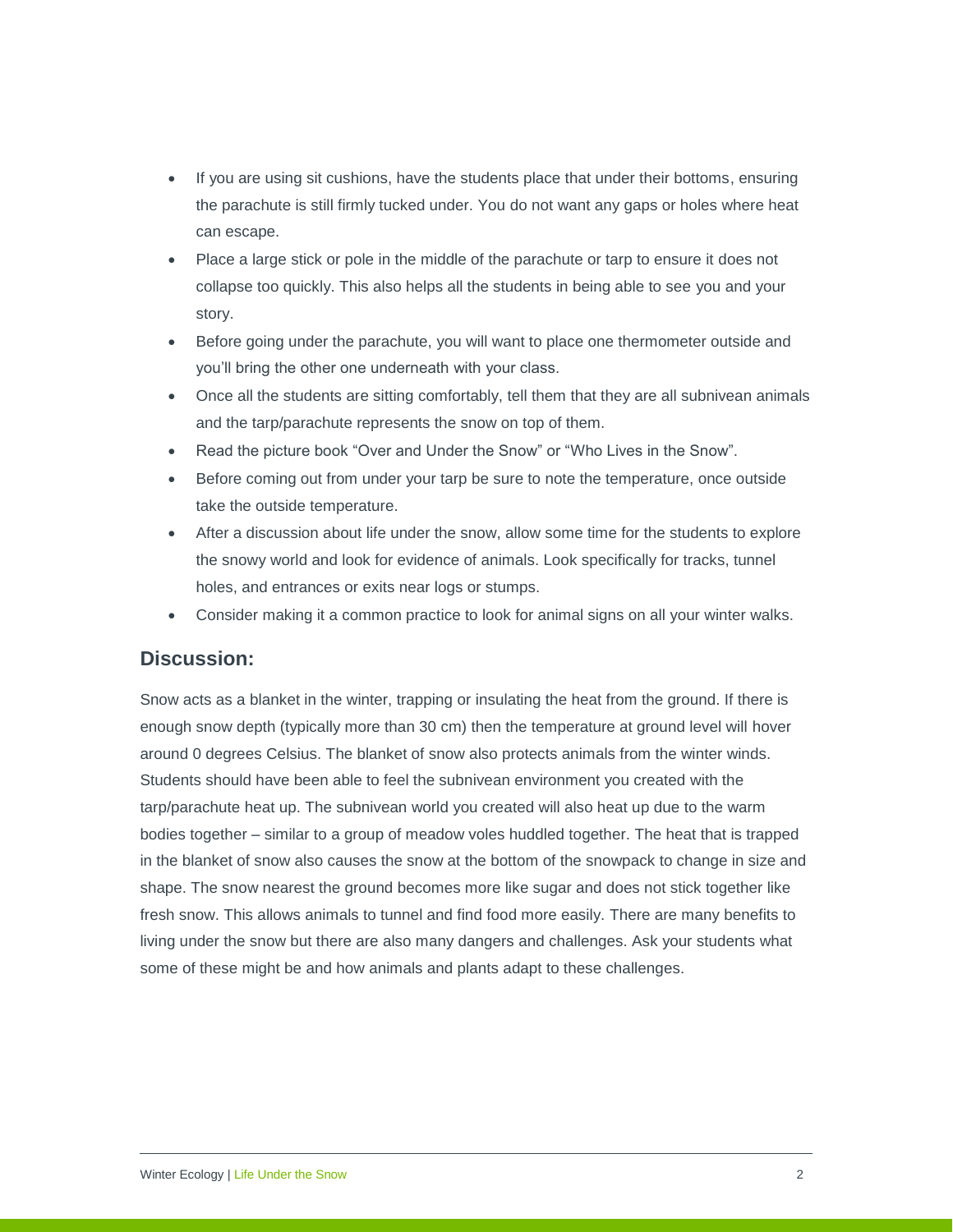- If you are using sit cushions, have the students place that under their bottoms, ensuring the parachute is still firmly tucked under. You do not want any gaps or holes where heat can escape.
- Place a large stick or pole in the middle of the parachute or tarp to ensure it does not collapse too quickly. This also helps all the students in being able to see you and your story.
- Before going under the parachute, you will want to place one thermometer outside and you'll bring the other one underneath with your class.
- Once all the students are sitting comfortably, tell them that they are all subnivean animals and the tarp/parachute represents the snow on top of them.
- Read the picture book "Over and Under the Snow" or "Who Lives in the Snow".
- Before coming out from under your tarp be sure to note the temperature, once outside take the outside temperature.
- After a discussion about life under the snow, allow some time for the students to explore the snowy world and look for evidence of animals. Look specifically for tracks, tunnel holes, and entrances or exits near logs or stumps.
- Consider making it a common practice to look for animal signs on all your winter walks.

## Discussion:

Snow acts as a blanket in the winter, trapping or insulating the heat from the ground. If there is enough snow depth (typically more than 30 cm) then the temperature at ground level will hover around 0 degrees Celsius. The blanket of snow also protects animals from the winter winds. Students should have been able to feel the subnivean environment you created with the tarp/parachute heat up. The subnivean world you created will also heat up due to the warm bodies together – similar to a group of meadow voles huddled together. The heat that is trapped in the blanket of snow also causes the snow at the bottom of the snowpack to change in size and shape. The snow nearest the ground becomes more like sugar and does not stick together like fresh snow. This allows animals to tunnel and find food more easily. There are many benefits to living under the snow but there are also many dangers and challenges. Ask your students what some of these might be and how animals and plants adapt to these challenges.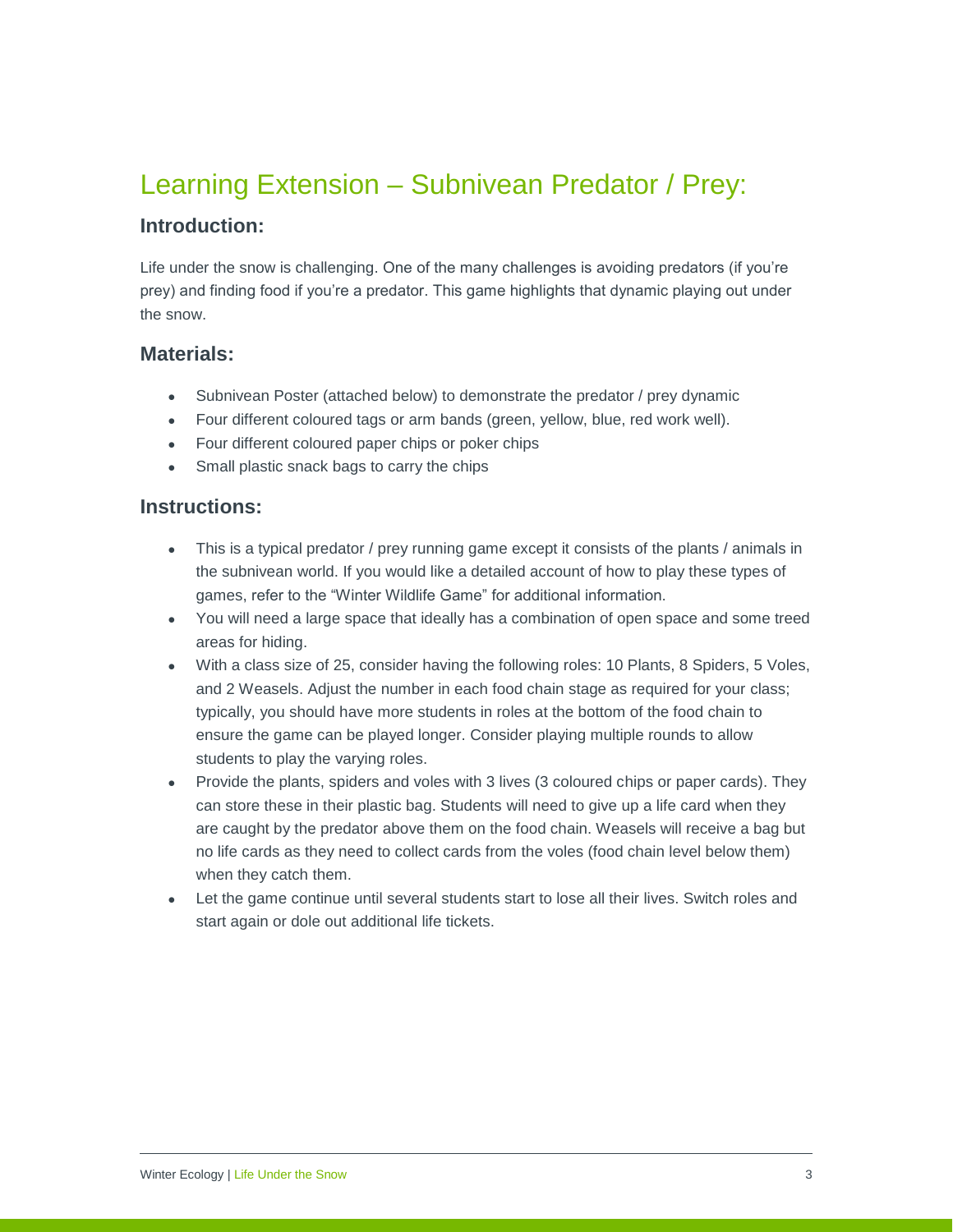# Learning Extension – Subnivean Predator / Prey:

## Introduction:

Life under the snow is challenging. One of the many challenges is avoiding predators (if you're prey) and finding food if you're a predator. This game highlights that dynamic playing out under the snow.

## Materials:

- Subnivean Poster (attached below) to demonstrate the predator / prey dynamic
- Four different coloured tags or arm bands (green, yellow, blue, red work well).
- Four different coloured paper chips or poker chips
- Small plastic snack bags to carry the chips

## Instructions:

- This is a typical predator / prey running game except it consists of the plants / animals in the subnivean world. If you would like a detailed account of how to play these types of games, refer to the "Winter Wildlife Game" for additional information.
- You will need a large space that ideally has a combination of open space and some treed areas for hiding.
- With a class size of 25, consider having the following roles: 10 Plants, 8 Spiders, 5 Voles, and 2 Weasels. Adjust the number in each food chain stage as required for your class; typically, you should have more students in roles at the bottom of the food chain to ensure the game can be played longer. Consider playing multiple rounds to allow students to play the varying roles.
- Provide the plants, spiders and voles with 3 lives (3 coloured chips or paper cards). They can store these in their plastic bag. Students will need to give up a life card when they are caught by the predator above them on the food chain. Weasels will receive a bag but no life cards as they need to collect cards from the voles (food chain level below them) when they catch them.
- Let the game continue until several students start to lose all their lives. Switch roles and start again or dole out additional life tickets.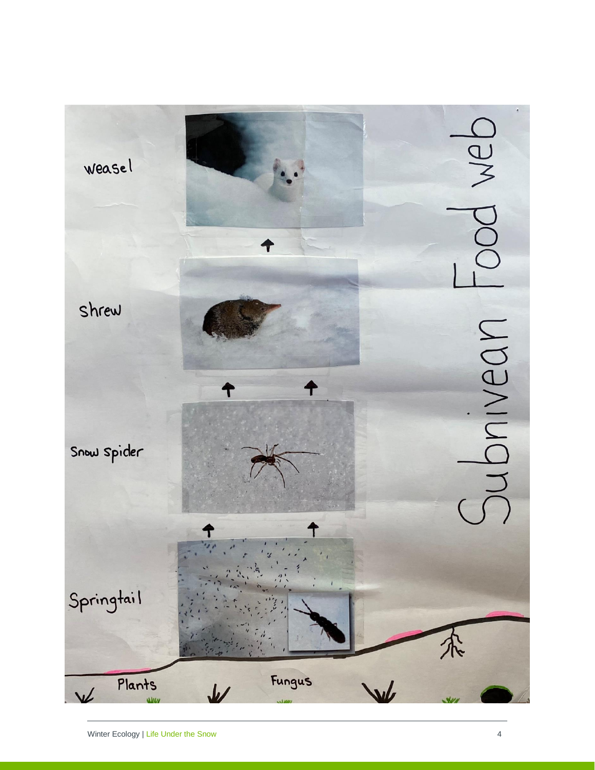Subnivean Food web

weasel

shrew

Snow spider

Springtail

Plants

Fungus